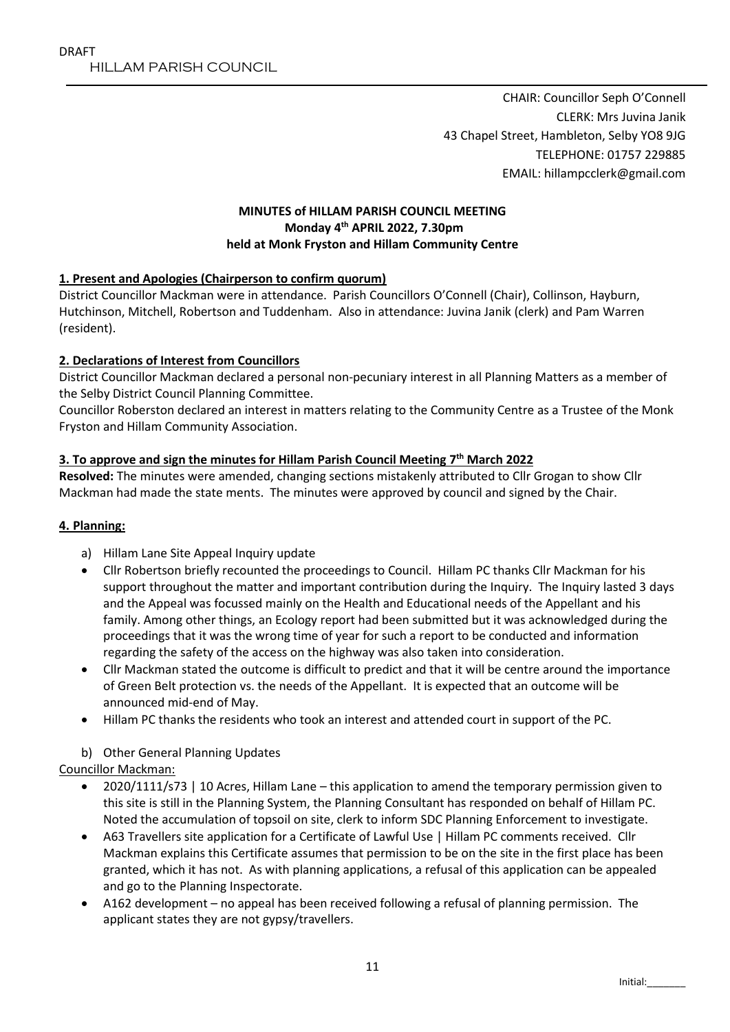DRAFT

HILLAM PARISH COUNCIL

CHAIR: Councillor Seph O'Connell
CLERK: Mrs Juvina Janik
43 Chapel Street, Hambleton, Selby YO8 9JG
TELEPHONE: 01757 229885
EMAIL: hillampcclerk@gmail.com

**MINUTES of HILLAM PARISH COUNCIL MEETING**
**Monday 4th APRIL 2022, 7.30pm**
**held at Monk Fryston and Hillam Community Centre**

**1. Present and Apologies (Chairperson to confirm quorum)**

District Councillor Mackman were in attendance. Parish Councillors O'Connell (Chair), Collinson, Hayburn, Hutchinson, Mitchell, Robertson and Tuddenham. Also in attendance: Juvina Janik (clerk) and Pam Warren (resident).

**2. Declarations of Interest from Councillors**

District Councillor Mackman declared a personal non-pecuniary interest in all Planning Matters as a member of the Selby District Council Planning Committee.

Councillor Roberston declared an interest in matters relating to the Community Centre as a Trustee of the Monk Fryston and Hillam Community Association.

**3. To approve and sign the minutes for Hillam Parish Council Meeting 7th March 2022**

**Resolved:** The minutes were amended, changing sections mistakenly attributed to Cllr Grogan to show Cllr Mackman had made the state ments. The minutes were approved by council and signed by the Chair.

**4. Planning:**

a) Hillam Lane Site Appeal Inquiry update

- Cllr Robertson briefly recounted the proceedings to Council. Hillam PC thanks Cllr Mackman for his support throughout the matter and important contribution during the Inquiry. The Inquiry lasted 3 days and the Appeal was focussed mainly on the Health and Educational needs of the Appellant and his family. Among other things, an Ecology report had been submitted but it was acknowledged during the proceedings that it was the wrong time of year for such a report to be conducted and information regarding the safety of the access on the highway was also taken into consideration.
- Cllr Mackman stated the outcome is difficult to predict and that it will be centre around the importance of Green Belt protection vs. the needs of the Appellant. It is expected that an outcome will be announced mid-end of May.
- Hillam PC thanks the residents who took an interest and attended court in support of the PC.

b) Other General Planning Updates

Councillor Mackman:

- 2020/1111/s73 | 10 Acres, Hillam Lane – this application to amend the temporary permission given to this site is still in the Planning System, the Planning Consultant has responded on behalf of Hillam PC. Noted the accumulation of topsoil on site, clerk to inform SDC Planning Enforcement to investigate.
- A63 Travellers site application for a Certificate of Lawful Use | Hillam PC comments received. Cllr Mackman explains this Certificate assumes that permission to be on the site in the first place has been granted, which it has not. As with planning applications, a refusal of this application can be appealed and go to the Planning Inspectorate.
- A162 development – no appeal has been received following a refusal of planning permission. The applicant states they are not gypsy/travellers.

Initial:_______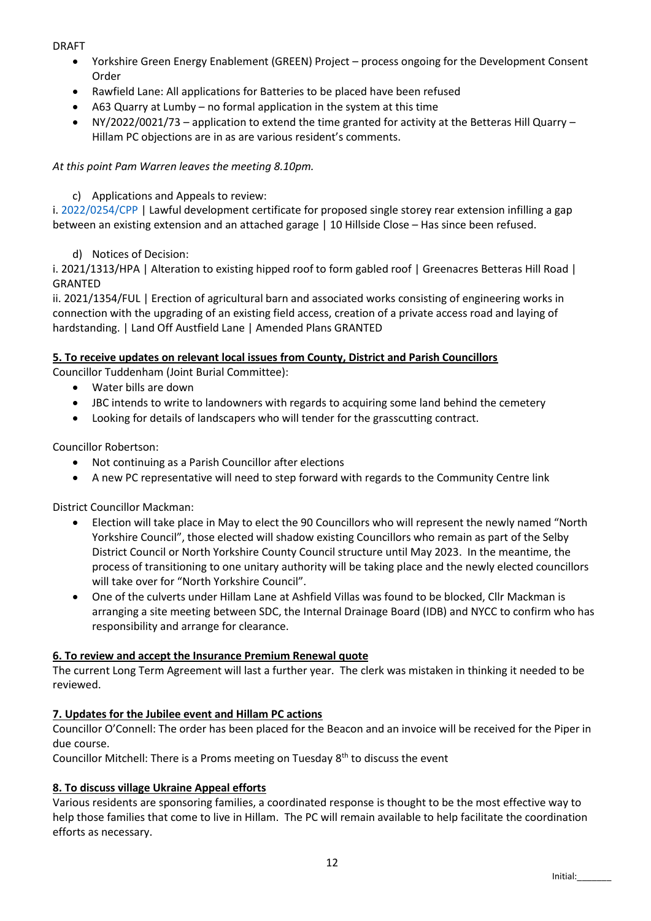DRAFT

- Yorkshire Green Energy Enablement (GREEN) Project – process ongoing for the Development Consent Order
- Rawfield Lane: All applications for Batteries to be placed have been refused
- A63 Quarry at Lumby – no formal application in the system at this time
- NY/2022/0021/73 – application to extend the time granted for activity at the Betteras Hill Quarry – Hillam PC objections are in as are various resident's comments.

*At this point Pam Warren leaves the meeting 8.10pm.*

c) Applications and Appeals to review:

i. 2022/0254/CPP | Lawful development certificate for proposed single storey rear extension infilling a gap between an existing extension and an attached garage | 10 Hillside Close – Has since been refused.

d) Notices of Decision:

i. 2021/1313/HPA | Alteration to existing hipped roof to form gabled roof | Greenacres Betteras Hill Road | GRANTED

ii. 2021/1354/FUL | Erection of agricultural barn and associated works consisting of engineering works in connection with the upgrading of an existing field access, creation of a private access road and laying of hardstanding. | Land Off Austfield Lane | Amended Plans GRANTED

**5. To receive updates on relevant local issues from County, District and Parish Councillors**

Councillor Tuddenham (Joint Burial Committee):

- Water bills are down
- JBC intends to write to landowners with regards to acquiring some land behind the cemetery
- Looking for details of landscapers who will tender for the grasscutting contract.

Councillor Robertson:

- Not continuing as a Parish Councillor after elections
- A new PC representative will need to step forward with regards to the Community Centre link

District Councillor Mackman:

- Election will take place in May to elect the 90 Councillors who will represent the newly named "North Yorkshire Council", those elected will shadow existing Councillors who remain as part of the Selby District Council or North Yorkshire County Council structure until May 2023. In the meantime, the process of transitioning to one unitary authority will be taking place and the newly elected councillors will take over for "North Yorkshire Council".
- One of the culverts under Hillam Lane at Ashfield Villas was found to be blocked, Cllr Mackman is arranging a site meeting between SDC, the Internal Drainage Board (IDB) and NYCC to confirm who has responsibility and arrange for clearance.

**6. To review and accept the Insurance Premium Renewal quote**

The current Long Term Agreement will last a further year. The clerk was mistaken in thinking it needed to be reviewed.

**7. Updates for the Jubilee event and Hillam PC actions**

Councillor O'Connell: The order has been placed for the Beacon and an invoice will be received for the Piper in due course.

Councillor Mitchell: There is a Proms meeting on Tuesday 8th to discuss the event

**8. To discuss village Ukraine Appeal efforts**

Various residents are sponsoring families, a coordinated response is thought to be the most effective way to help those families that come to live in Hillam. The PC will remain available to help facilitate the coordination efforts as necessary.

Initial:_______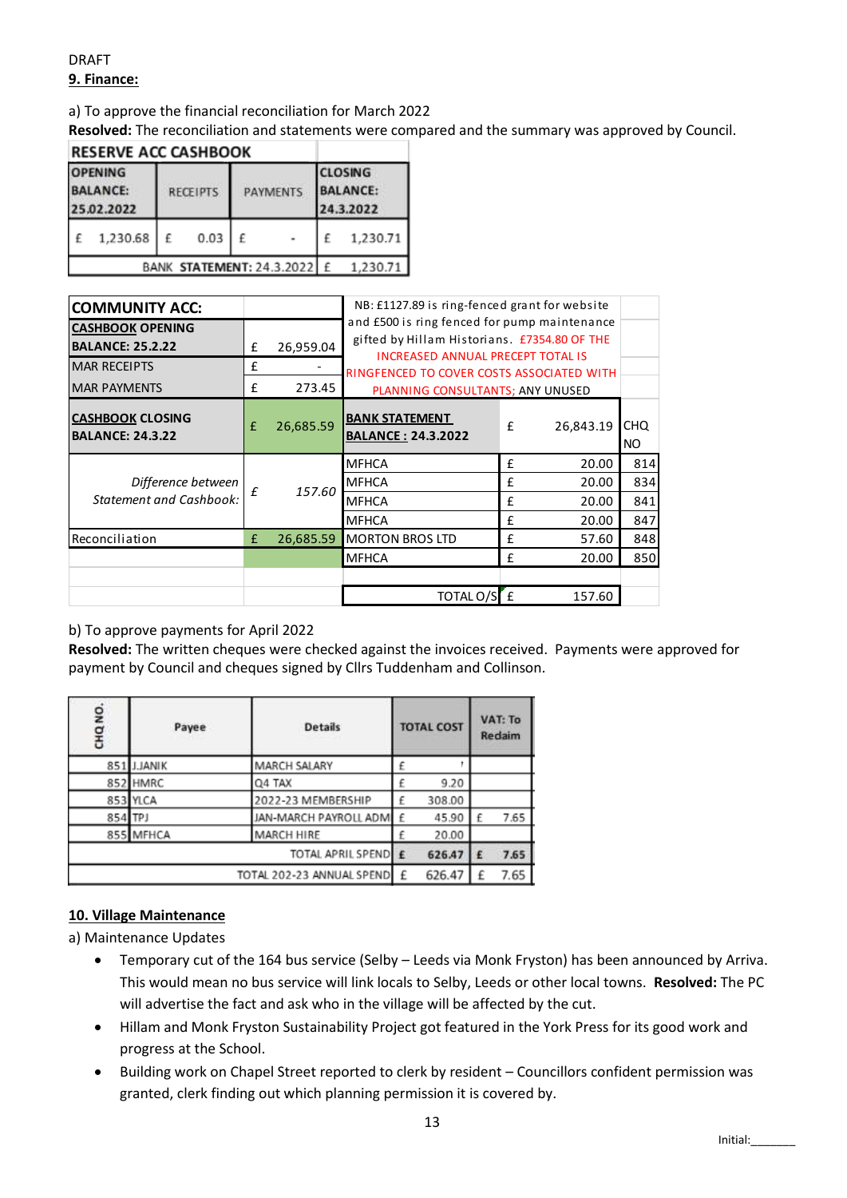DRAFT

## 9. Finance:

a) To approve the financial reconciliation for March 2022

**Resolved:** The reconciliation and statements were compared and the summary was approved by Council.

| RESERVE ACC CASHBOOK | | | |
|---|---|---|---|
| OPENING BALANCE: 25.02.2022 | RECEIPTS | PAYMENTS | CLOSING BALANCE: 24.3.2022 |
| £ 1,230.68 | £ 0.03 | £ - | £ 1,230.71 |
| | | BANK STATEMENT: 24.3.2022 | £ 1,230.71 |

| COMMUNITY ACC: | | NB: £1127.89 is ring-fenced grant for website and £500 is ring fenced for pump maintenance gifted by Hillam Historians. £7354.80 OF THE INCREASED ANNUAL PRECEPT TOTAL IS RINGFENCED TO COVER COSTS ASSOCIATED WITH PLANNING CONSULTANTS; ANY UNUSED | | |
|---|---|---|---|---|
| **CASHBOOK OPENING BALANCE: 25.2.22** | £ 26,959.04 | | | |
| MAR RECEIPTS | £ - | | | |
| MAR PAYMENTS | £ 273.45 | | | |
| **CASHBOOK CLOSING BALANCE: 24.3.22** | £ 26,685.59 | **BANK STATEMENT BALANCE : 24.3.2022** | £ 26,843.19 | CHQ NO |
| *Difference between Statement and Cashbook:* | *£ 157.60* | MFHCA | £ 20.00 | 814 |
| | | MFHCA | £ 20.00 | 834 |
| | | MFHCA | £ 20.00 | 841 |
| | | MFHCA | £ 20.00 | 847 |
| Reconciliation | £ 26,685.59 | MORTON BROS LTD | £ 57.60 | 848 |
| | | MFHCA | £ 20.00 | 850 |
| | | TOTAL O/S | £ 157.60 | |

b) To approve payments for April 2022

**Resolved:** The written cheques were checked against the invoices received. Payments were approved for payment by Council and cheques signed by Cllrs Tuddenham and Collinson.

| CHQ NO. | Payee | Details | TOTAL COST | VAT: To Reclaim |
|---|---|---|---|---|
| 851 | J.JANIK | MARCH SALARY | £ ' | |
| 852 | HMRC | Q4 TAX | £ 9.20 | |
| 853 | YLCA | 2022-23 MEMBERSHIP | £ 308.00 | |
| 854 | TPJ | JAN-MARCH PAYROLL ADM | £ 45.90 | £ 7.65 |
| 855 | MFHCA | MARCH HIRE | £ 20.00 | |
| | | TOTAL APRIL SPEND | **£ 626.47** | **£ 7.65** |
| | | TOTAL 202-23 ANNUAL SPEND | £ 626.47 | £ 7.65 |

## 10. Village Maintenance

a) Maintenance Updates

- Temporary cut of the 164 bus service (Selby – Leeds via Monk Fryston) has been announced by Arriva. This would mean no bus service will link locals to Selby, Leeds or other local towns. **Resolved:** The PC will advertise the fact and ask who in the village will be affected by the cut.
- Hillam and Monk Fryston Sustainability Project got featured in the York Press for its good work and progress at the School.
- Building work on Chapel Street reported to clerk by resident – Councillors confident permission was granted, clerk finding out which planning permission it is covered by.

Initial:_______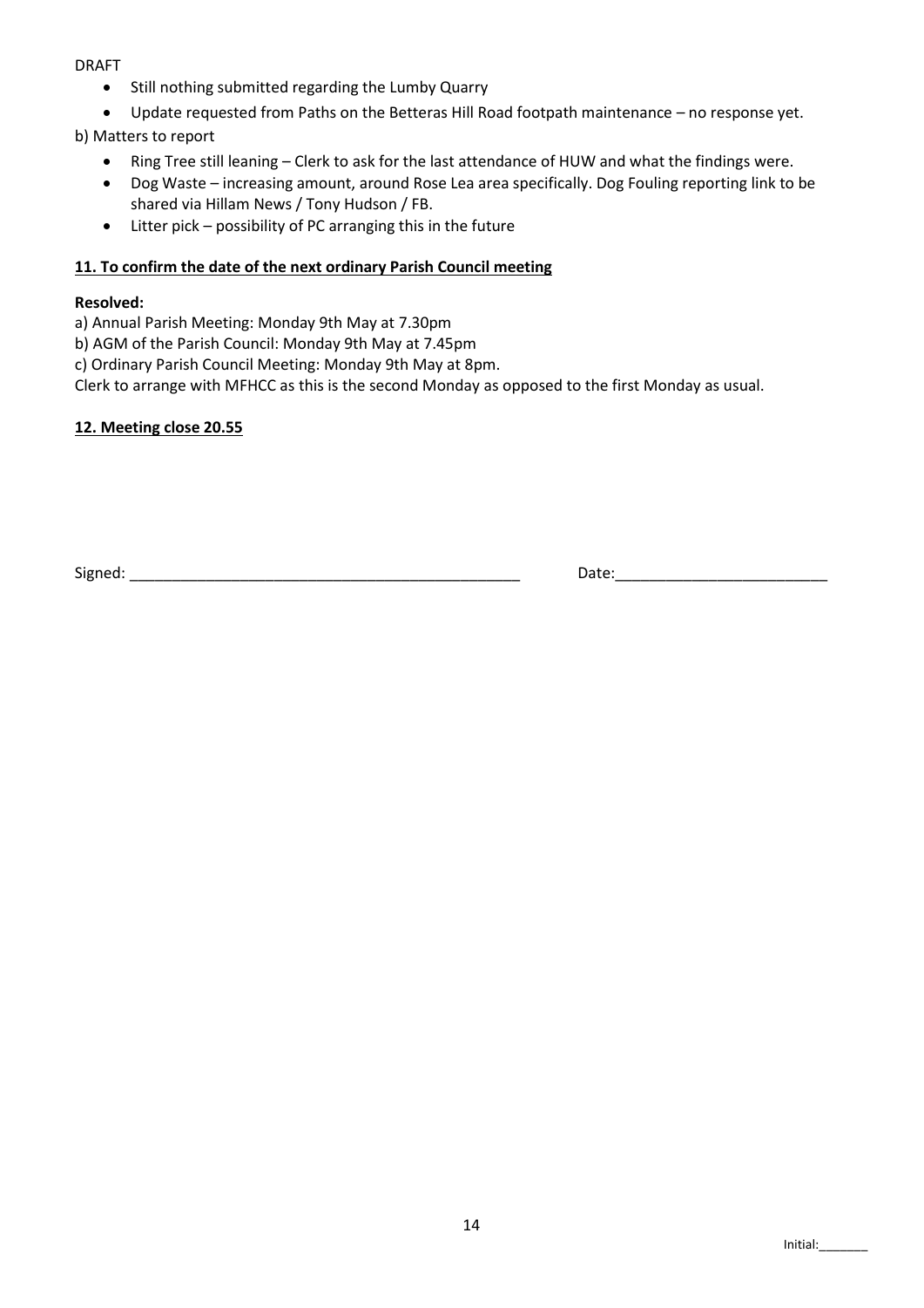DRAFT

- Still nothing submitted regarding the Lumby Quarry
- Update requested from Paths on the Betteras Hill Road footpath maintenance – no response yet.

b) Matters to report

- Ring Tree still leaning – Clerk to ask for the last attendance of HUW and what the findings were.
- Dog Waste – increasing amount, around Rose Lea area specifically. Dog Fouling reporting link to be shared via Hillam News / Tony Hudson / FB.
- Litter pick – possibility of PC arranging this in the future

**11. To confirm the date of the next ordinary Parish Council meeting**

**Resolved:**

a) Annual Parish Meeting: Monday 9th May at 7.30pm
b) AGM of the Parish Council: Monday 9th May at 7.45pm
c) Ordinary Parish Council Meeting: Monday 9th May at 8pm.
Clerk to arrange with MFHCC as this is the second Monday as opposed to the first Monday as usual.

**12. Meeting close 20.55**

Signed: _______________________________________________ Date:_________________________

Initial:_______